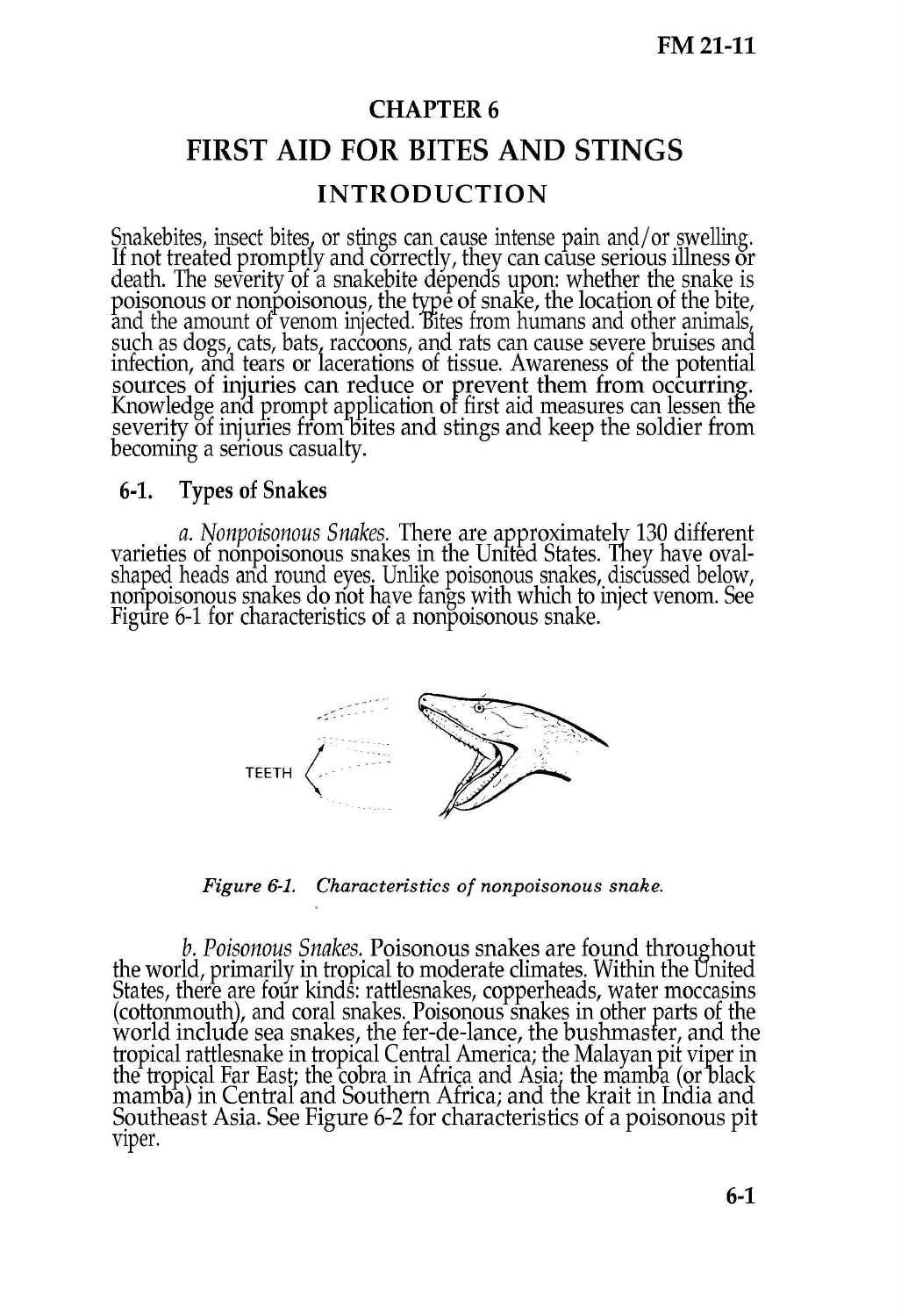# CHAPTER 6

# FIRST AID FOR BITES AND STINGS

## INTRODUCTION

Snakebites, insect bites, or stings can cause intense pain and/or swelling. If not treated promptly and correctly, they can cause serious illness or death. The severity of a snakebite depends upon: whether the snake is poisonous or nonpoisonous, the type of snake, the location of the bite, and the amount of venom injected. Bites from humans and other animals, such as dogs, cats, bats, raccoons, and rats can cause severe bruises and infection, and tears or lacerations of tissue. Awareness of the potential sources of injuries can reduce or prevent them from occurring. Knowledge and prompt application of first aid measures can lessen the severity of injuries from bites and stings and keep the soldier from becoming a serious casualty.

### 6-1. Types of Snakes

*a. Nonpoisonous Snakes.* There are approximately 130 different varieties of nonpoisonous snakes in the United States. They have oval-shaped heads and round eyes. Unlike poisonous snakes, discussed below, nonpoisonous snakes do not have fangs with which to inject venom. See Figure 6-1 for characteristics of a nonpoisonous snake.

TEETH

*Figure 6-1. Characteristics of nonpoisonous snake.*

*b. Poisonous Snakes.* Poisonous snakes are found throughout the world, primarily in tropical to moderate climates. Within the United States, there are four kinds: rattlesnakes, copperheads, water moccasins (cottonmouth), and coral snakes. Poisonous snakes in other parts of the world include sea snakes, the fer-de-lance, the bushmaster, and the tropical rattlesnake in tropical Central America; the Malayan pit viper in the tropical Far East; the cobra in Africa and Asia; the mamba (or black mamba) in Central and Southern Africa; and the krait in India and Southeast Asia. See Figure 6-2 for characteristics of a poisonous pit viper.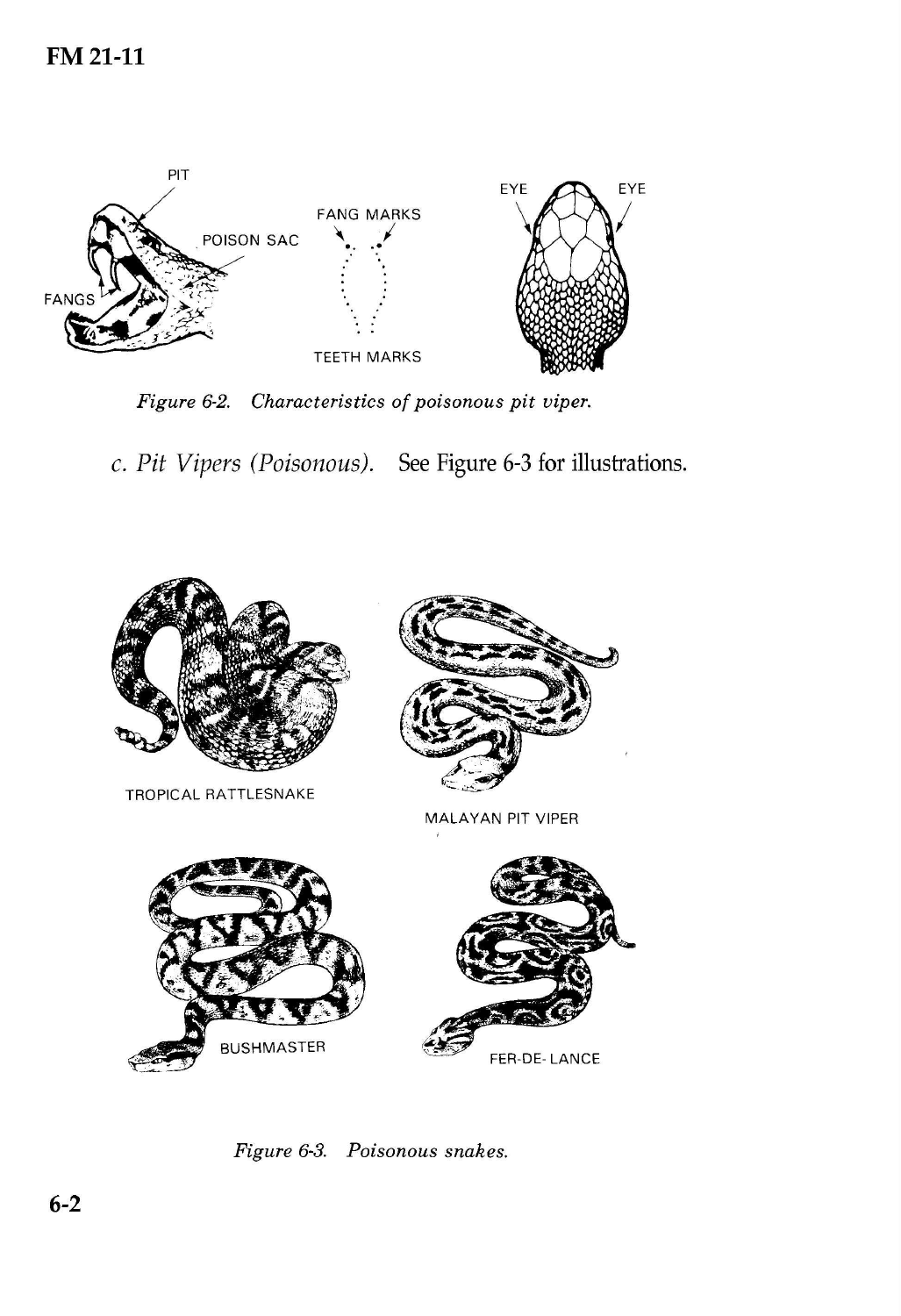PIT

POISON SAC

FANGS

FANG MARKS

TEETH MARKS

EYE

EYE

*Figure 6-2. Characteristics of poisonous pit viper.*

*c. Pit Vipers (Poisonous).* See Figure 6-3 for illustrations.

TROPICAL RATTLESNAKE

MALAYAN PIT VIPER

BUSHMASTER

FER-DE-LANCE

*Figure 6-3. Poisonous snakes.*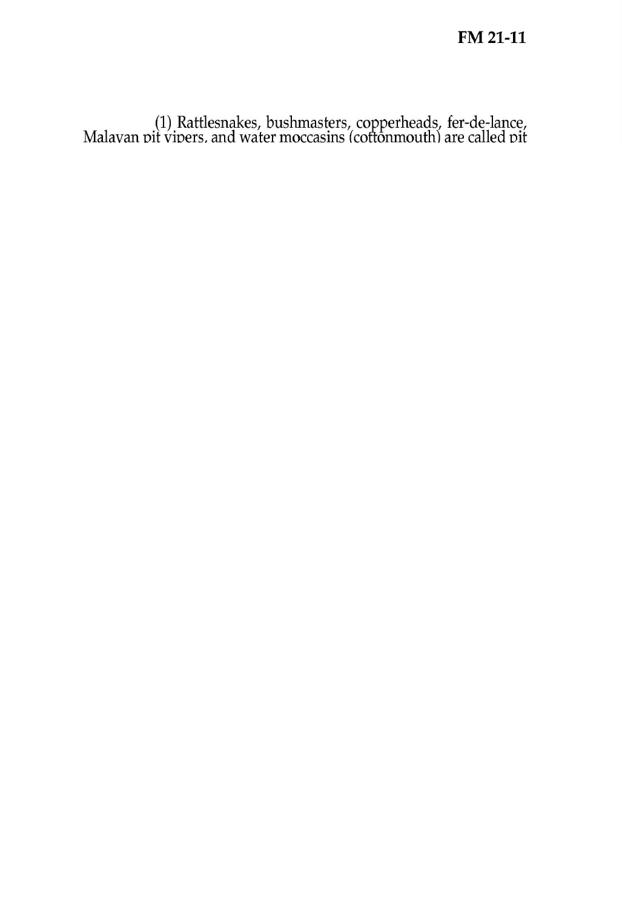(1) Rattlesnakes, bushmasters, copperheads, fer-de-lance, Malayan pit vipers, and water moccasins (cottonmouth) are called pit